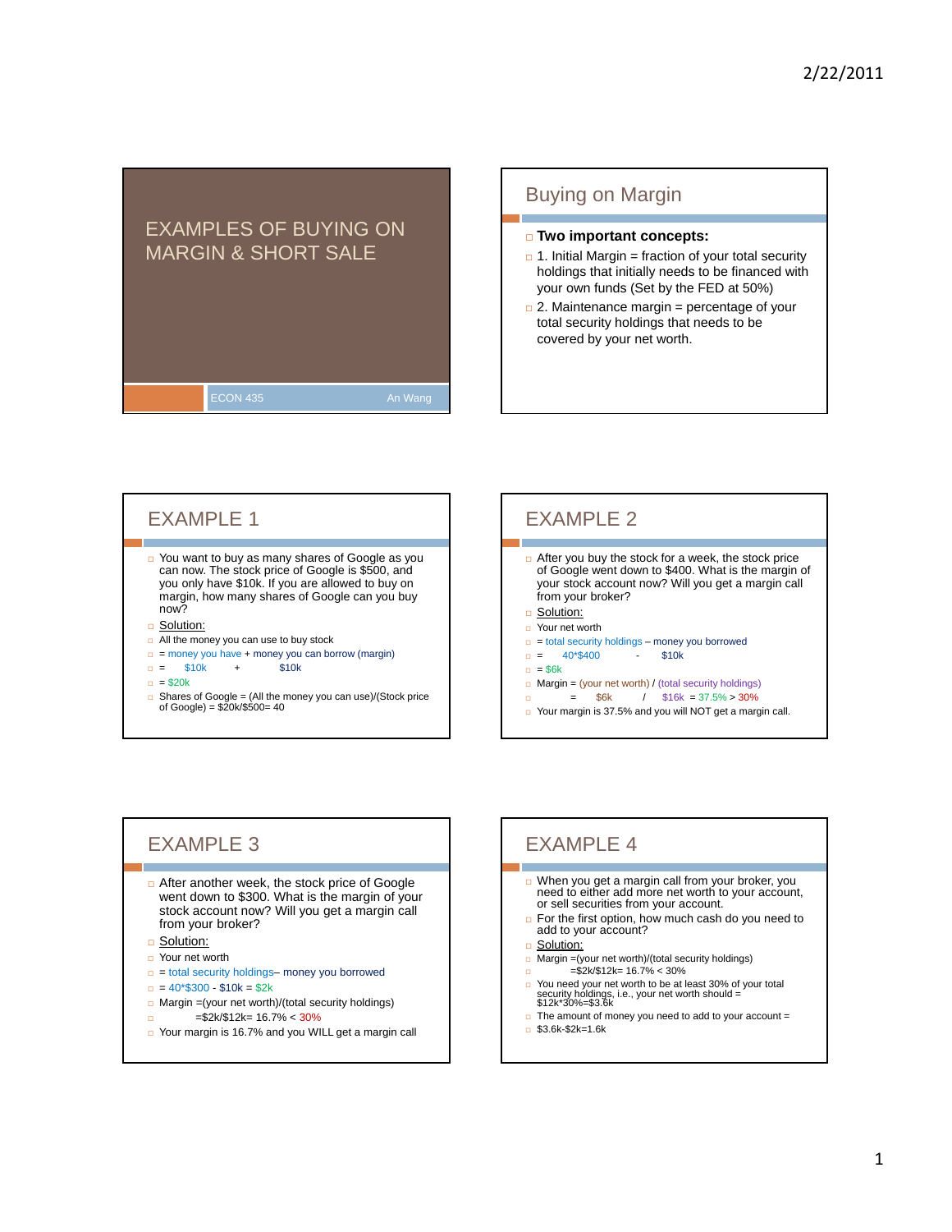# EXAMPLES OF BUYING ON MARGIN & SHORT SALE

ECON 435 An Wang

## Buying on Margin

- **Two important concepts:**
- 1. Initial Margin = fraction of your total security holdings that initially needs to be financed with your own funds (Set by the FED at 50%)
- 2. Maintenance margin = percentage of your total security holdings that needs to be covered by your net worth.

## EXAMPLE 1

- You want to buy as many shares of Google as you can now. The stock price of Google is $500, and you only have $10k. If you are allowed to buy on margin, how many shares of Google can you buy now?
- Solution:
- All the money you can use to buy stock
- = money you have + money you can borrow (margin)
- = $10k + $10k
- = $20k
- Shares of Google = (All the money you can use)/(Stock price of Google) = $20k/$500= 40

## EXAMPLE 2

- After you buy the stock for a week, the stock price of Google went down to $400. What is the margin of your stock account now? Will you get a margin call from your broker?
- Solution:
- Your net worth
- = total security holdings – money you borrowed
- = 40*$400 - $10k
- = $6k
- Margin = (your net worth) / (total security holdings)
- = $6k / $16k = 37.5% > 30%
- Your margin is 37.5% and you will NOT get a margin call.

## EXAMPLE 3

- After another week, the stock price of Google went down to $300. What is the margin of your stock account now? Will you get a margin call from your broker?
- Solution:
- Your net worth
- = total security holdings– money you borrowed
- = 40*$300 - $10k = $2k
- Margin =(your net worth)/(total security holdings)
- =$2k/$12k= 16.7% < 30%
- Your margin is 16.7% and you WILL get a margin call

## EXAMPLE 4

- When you get a margin call from your broker, you need to either add more net worth to your account, or sell securities from your account.
- For the first option, how much cash do you need to add to your account?
- Solution:
- Margin =(your net worth)/(total security holdings)
- =$2k/$12k= 16.7% < 30%
- You need your net worth to be at least 30% of your total security holdings, i.e., your net worth should = $12k*30%=$3.6k
- The amount of money you need to add to your account =
- $3.6k-$2k=1.6k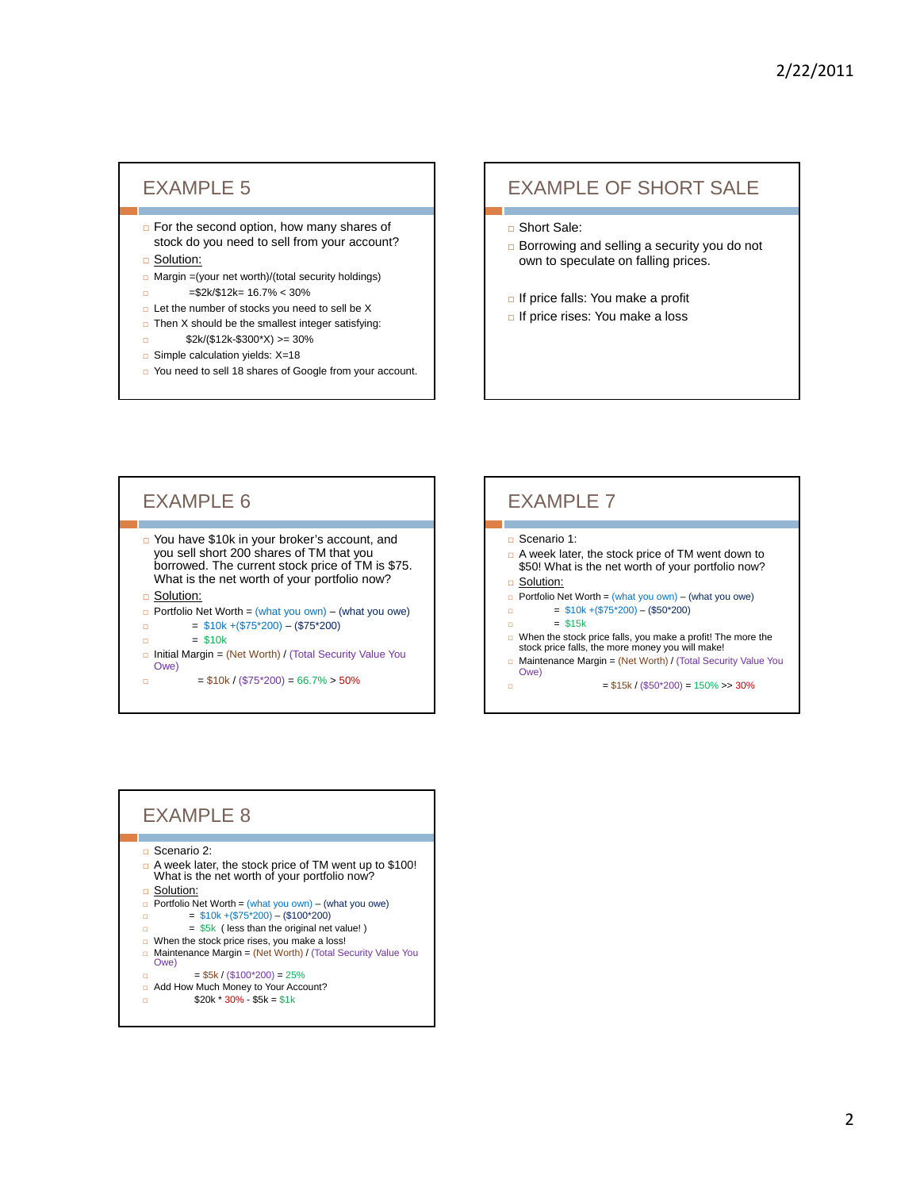## EXAMPLE 5

- For the second option, how many shares of stock do you need to sell from your account?
- Solution:
- Margin =(your net worth)/(total security holdings)
- =$2k/$12k= 16.7% < 30%
- Let the number of stocks you need to sell be X
- Then X should be the smallest integer satisfying:
- $2k/($12k-$300*X) >= 30%
- Simple calculation yields: X=18
- You need to sell 18 shares of Google from your account.

## EXAMPLE OF SHORT SALE

- Short Sale:
- Borrowing and selling a security you do not own to speculate on falling prices.
- If price falls: You make a profit
- If price rises: You make a loss

## EXAMPLE 6

- You have $10k in your broker's account, and you sell short 200 shares of TM that you borrowed. The current stock price of TM is $75. What is the net worth of your portfolio now?
- Solution:
- Portfolio Net Worth = (what you own) – (what you owe)
- = $10k +($75*200) – ($75*200)
- = $10k
- Initial Margin = (Net Worth) / (Total Security Value You Owe)
- = $10k / ($75*200) = 66.7% > 50%

## EXAMPLE 7

- Scenario 1:
- A week later, the stock price of TM went down to $50! What is the net worth of your portfolio now?
- Solution:
- Portfolio Net Worth = (what you own) – (what you owe)
- = $10k +($75*200) – ($50*200)
- = $15k
- When the stock price falls, you make a profit! The more the stock price falls, the more money you will make!
- Maintenance Margin = (Net Worth) / (Total Security Value You Owe)
- = $15k / ($50*200) = 150% >> 30%

## EXAMPLE 8

- Scenario 2:
- A week later, the stock price of TM went up to $100! What is the net worth of your portfolio now?
- Solution:
- Portfolio Net Worth = (what you own) – (what you owe)
- = $10k +($75*200) – ($100*200)
- = $5k ( less than the original net value! )
- When the stock price rises, you make a loss!
- Maintenance Margin = (Net Worth) / (Total Security Value You Owe)
- = $5k / ($100*200) = 25%
- Add How Much Money to Your Account?
- $20k * 30% - $5k = $1k